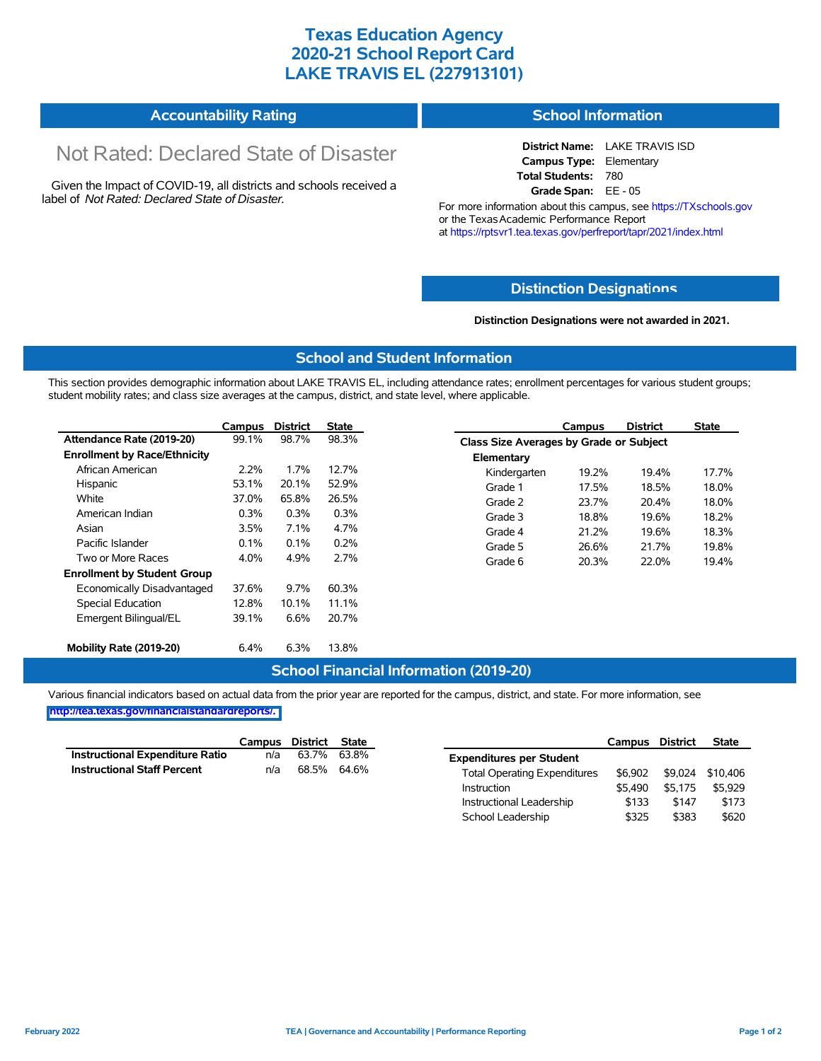# Texas Education Agency
# 2020-21 School Report Card
# LAKE TRAVIS EL (227913101)

## Accountability Rating

Not Rated: Declared State of Disaster

Given the Impact of COVID-19, all districts and schools received a label of *Not Rated: Declared State of Disaster*.

## School Information

**District Name:** LAKE TRAVIS ISD
**Campus Type:** Elementary
**Total Students:** 780
**Grade Span:** EE - 05

For more information about this campus, see https://TXschools.gov or the Texas Academic Performance Report at https://rptsvr1.tea.texas.gov/perfreport/tapr/2021/index.html

## Distinction Designations

**Distinction Designations were not awarded in 2021.**

## School and Student Information

This section provides demographic information about LAKE TRAVIS EL, including attendance rates; enrollment percentages for various student groups; student mobility rates; and class size averages at the campus, district, and state level, where applicable.

| | Campus | District | State |
|---|---|---|---|
| **Attendance Rate (2019-20)** | 99.1% | 98.7% | 98.3% |
| **Enrollment by Race/Ethnicity** | | | |
| African American | 2.2% | 1.7% | 12.7% |
| Hispanic | 53.1% | 20.1% | 52.9% |
| White | 37.0% | 65.8% | 26.5% |
| American Indian | 0.3% | 0.3% | 0.3% |
| Asian | 3.5% | 7.1% | 4.7% |
| Pacific Islander | 0.1% | 0.1% | 0.2% |
| Two or More Races | 4.0% | 4.9% | 2.7% |
| **Enrollment by Student Group** | | | |
| Economically Disadvantaged | 37.6% | 9.7% | 60.3% |
| Special Education | 12.8% | 10.1% | 11.1% |
| Emergent Bilingual/EL | 39.1% | 6.6% | 20.7% |
| **Mobility Rate (2019-20)** | 6.4% | 6.3% | 13.8% |

| | Campus | District | State |
|---|---|---|---|
| **Class Size Averages by Grade or Subject** | | | |
| **Elementary** | | | |
| Kindergarten | 19.2% | 19.4% | 17.7% |
| Grade 1 | 17.5% | 18.5% | 18.0% |
| Grade 2 | 23.7% | 20.4% | 18.0% |
| Grade 3 | 18.8% | 19.6% | 18.2% |
| Grade 4 | 21.2% | 19.6% | 18.3% |
| Grade 5 | 26.6% | 21.7% | 19.8% |
| Grade 6 | 20.3% | 22.0% | 19.4% |

## School Financial Information (2019-20)

Various financial indicators based on actual data from the prior year are reported for the campus, district, and state. For more information, see http://tea.texas.gov/financialstandardreports/.

| | Campus | District | State |
|---|---|---|---|
| **Instructional Expenditure Ratio** | n/a | 63.7% | 63.8% |
| **Instructional Staff Percent** | n/a | 68.5% | 64.6% |

| | Campus | District | State |
|---|---|---|---|
| **Expenditures per Student** | | | |
| Total Operating Expenditures | $6,902 | $9,024 | $10,406 |
| Instruction | $5,490 | $5,175 | $5,929 |
| Instructional Leadership | $133 | $147 | $173 |
| School Leadership | $325 | $383 | $620 |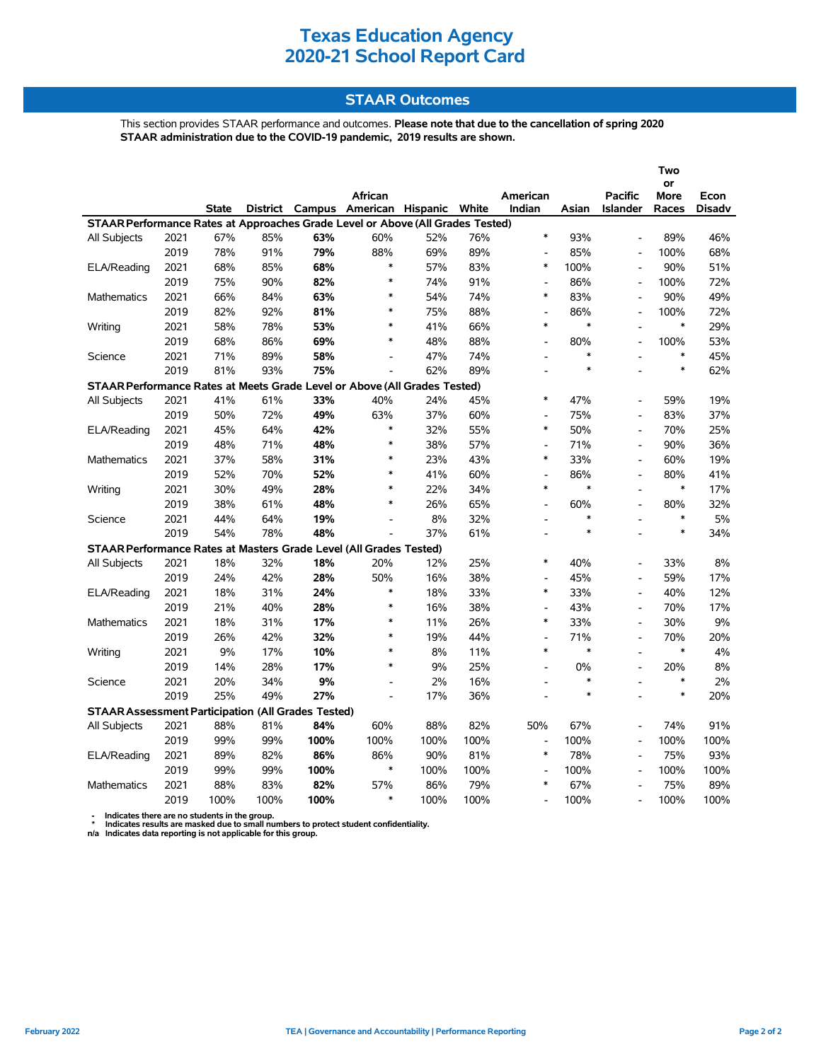# Texas Education Agency
# 2020-21 School Report Card

## STAAR Outcomes

This section provides STAAR performance and outcomes. **Please note that due to the cancellation of spring 2020 STAAR administration due to the COVID-19 pandemic, 2019 results are shown.**

| | | State | District | Campus | African American | Hispanic | White | American Indian | Asian | Pacific Islander | Two or More Races | Econ Disadv |
|---|---|---|---|---|---|---|---|---|---|---|---|---|
| **STAAR Performance Rates at Approaches Grade Level or Above (All Grades Tested)** | | | | | | | | | | | | |
| All Subjects | 2021 | 67% | 85% | **63%** | 60% | 52% | 76% | * | 93% | - | 89% | 46% |
| | 2019 | 78% | 91% | **79%** | 88% | 69% | 89% | - | 85% | - | 100% | 68% |
| ELA/Reading | 2021 | 68% | 85% | **68%** | * | 57% | 83% | * | 100% | - | 90% | 51% |
| | 2019 | 75% | 90% | **82%** | * | 74% | 91% | - | 86% | - | 100% | 72% |
| Mathematics | 2021 | 66% | 84% | **63%** | * | 54% | 74% | * | 83% | - | 90% | 49% |
| | 2019 | 82% | 92% | **81%** | * | 75% | 88% | - | 86% | - | 100% | 72% |
| Writing | 2021 | 58% | 78% | **53%** | * | 41% | 66% | * | * | - | * | 29% |
| | 2019 | 68% | 86% | **69%** | * | 48% | 88% | - | 80% | - | 100% | 53% |
| Science | 2021 | 71% | 89% | **58%** | - | 47% | 74% | - | * | - | * | 45% |
| | 2019 | 81% | 93% | **75%** | - | 62% | 89% | - | * | - | * | 62% |
| **STAAR Performance Rates at Meets Grade Level or Above (All Grades Tested)** | | | | | | | | | | | | |
| All Subjects | 2021 | 41% | 61% | **33%** | 40% | 24% | 45% | * | 47% | - | 59% | 19% |
| | 2019 | 50% | 72% | **49%** | 63% | 37% | 60% | - | 75% | - | 83% | 37% |
| ELA/Reading | 2021 | 45% | 64% | **42%** | * | 32% | 55% | * | 50% | - | 70% | 25% |
| | 2019 | 48% | 71% | **48%** | * | 38% | 57% | - | 71% | - | 90% | 36% |
| Mathematics | 2021 | 37% | 58% | **31%** | * | 23% | 43% | * | 33% | - | 60% | 19% |
| | 2019 | 52% | 70% | **52%** | * | 41% | 60% | - | 86% | - | 80% | 41% |
| Writing | 2021 | 30% | 49% | **28%** | * | 22% | 34% | * | * | - | * | 17% |
| | 2019 | 38% | 61% | **48%** | * | 26% | 65% | - | 60% | - | 80% | 32% |
| Science | 2021 | 44% | 64% | **19%** | - | 8% | 32% | - | * | - | * | 5% |
| | 2019 | 54% | 78% | **48%** | - | 37% | 61% | - | * | - | * | 34% |
| **STAAR Performance Rates at Masters Grade Level (All Grades Tested)** | | | | | | | | | | | | |
| All Subjects | 2021 | 18% | 32% | **18%** | 20% | 12% | 25% | * | 40% | - | 33% | 8% |
| | 2019 | 24% | 42% | **28%** | 50% | 16% | 38% | - | 45% | - | 59% | 17% |
| ELA/Reading | 2021 | 18% | 31% | **24%** | * | 18% | 33% | * | 33% | - | 40% | 12% |
| | 2019 | 21% | 40% | **28%** | * | 16% | 38% | - | 43% | - | 70% | 17% |
| Mathematics | 2021 | 18% | 31% | **17%** | * | 11% | 26% | * | 33% | - | 30% | 9% |
| | 2019 | 26% | 42% | **32%** | * | 19% | 44% | - | 71% | - | 70% | 20% |
| Writing | 2021 | 9% | 17% | **10%** | * | 8% | 11% | * | * | - | * | 4% |
| | 2019 | 14% | 28% | **17%** | * | 9% | 25% | - | 0% | - | 20% | 8% |
| Science | 2021 | 20% | 34% | **9%** | - | 2% | 16% | - | * | - | * | 2% |
| | 2019 | 25% | 49% | **27%** | - | 17% | 36% | - | * | - | * | 20% |
| **STAAR Assessment Participation (All Grades Tested)** | | | | | | | | | | | | |
| All Subjects | 2021 | 88% | 81% | **84%** | 60% | 88% | 82% | 50% | 67% | - | 74% | 91% |
| | 2019 | 99% | 99% | **100%** | 100% | 100% | 100% | - | 100% | - | 100% | 100% |
| ELA/Reading | 2021 | 89% | 82% | **86%** | 86% | 90% | 81% | * | 78% | - | 75% | 93% |
| | 2019 | 99% | 99% | **100%** | * | 100% | 100% | - | 100% | - | 100% | 100% |
| Mathematics | 2021 | 88% | 83% | **82%** | 57% | 86% | 79% | * | 67% | - | 75% | 89% |
| | 2019 | 100% | 100% | **100%** | * | 100% | 100% | - | 100% | - | 100% | 100% |

**-** Indicates there are no students in the group.
**\*** Indicates results are masked due to small numbers to protect student confidentiality.
**n/a** Indicates data reporting is not applicable for this group.